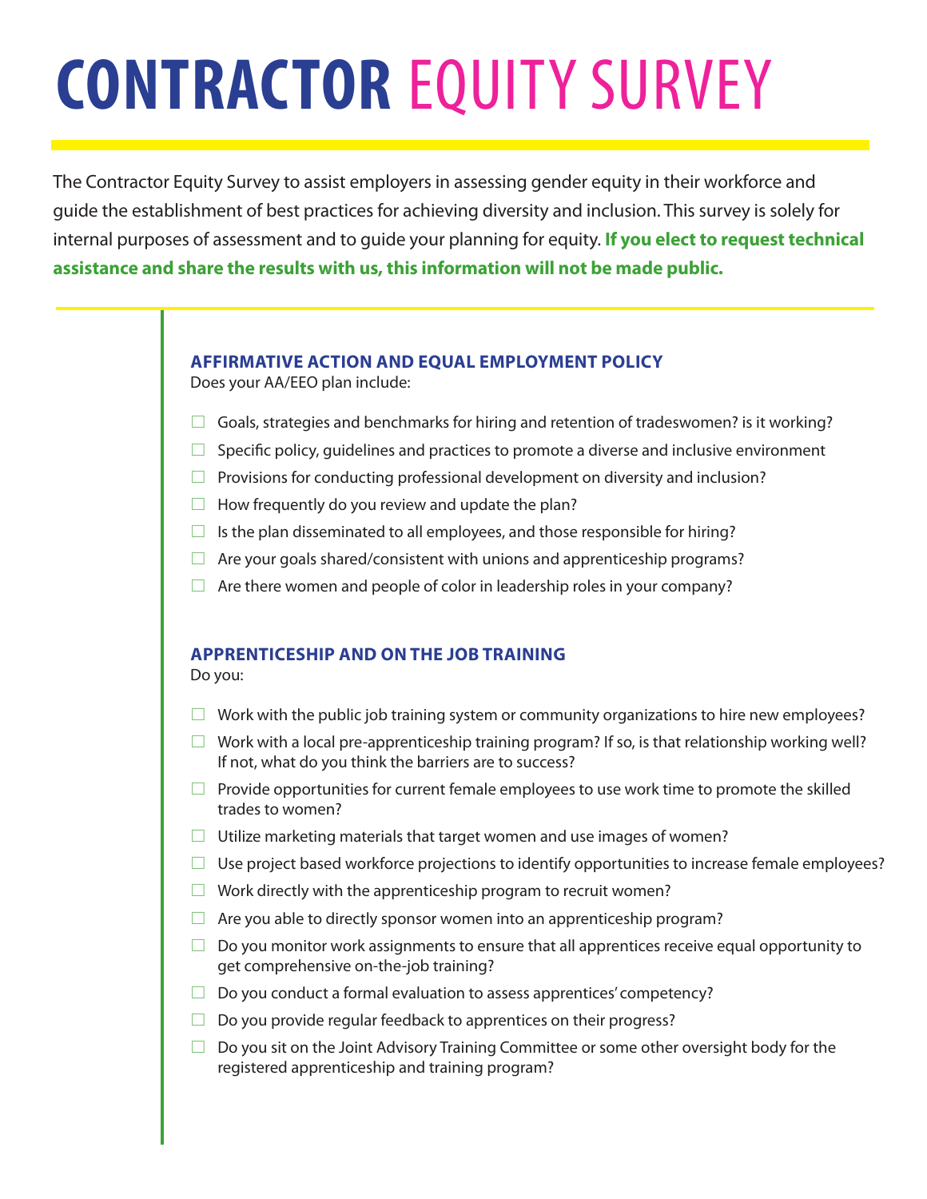# CONTRACTOR EQUITY SURVEY

The Contractor Equity Survey to assist employers in assessing gender equity in their workforce and guide the establishment of best practices for achieving diversity and inclusion. This survey is solely for internal purposes of assessment and to guide your planning for equity. **If you elect to request technical assistance and share the results with us, this information will not be made public.**

## AFFIRMATIVE ACTION AND EQUAL EMPLOYMENT POLICY

Does your AA/EEO plan include:

- ☐ Goals, strategies and benchmarks for hiring and retention of tradeswomen? is it working?
- ☐ Specific policy, guidelines and practices to promote a diverse and inclusive environment
- ☐ Provisions for conducting professional development on diversity and inclusion?
- ☐ How frequently do you review and update the plan?
- ☐ Is the plan disseminated to all employees, and those responsible for hiring?
- ☐ Are your goals shared/consistent with unions and apprenticeship programs?
- ☐ Are there women and people of color in leadership roles in your company?

## APPRENTICESHIP AND ON THE JOB TRAINING

Do you:

- ☐ Work with the public job training system or community organizations to hire new employees?
- ☐ Work with a local pre-apprenticeship training program? If so, is that relationship working well? If not, what do you think the barriers are to success?
- ☐ Provide opportunities for current female employees to use work time to promote the skilled trades to women?
- ☐ Utilize marketing materials that target women and use images of women?
- ☐ Use project based workforce projections to identify opportunities to increase female employees?
- ☐ Work directly with the apprenticeship program to recruit women?
- ☐ Are you able to directly sponsor women into an apprenticeship program?
- ☐ Do you monitor work assignments to ensure that all apprentices receive equal opportunity to get comprehensive on-the-job training?
- ☐ Do you conduct a formal evaluation to assess apprentices' competency?
- ☐ Do you provide regular feedback to apprentices on their progress?
- ☐ Do you sit on the Joint Advisory Training Committee or some other oversight body for the registered apprenticeship and training program?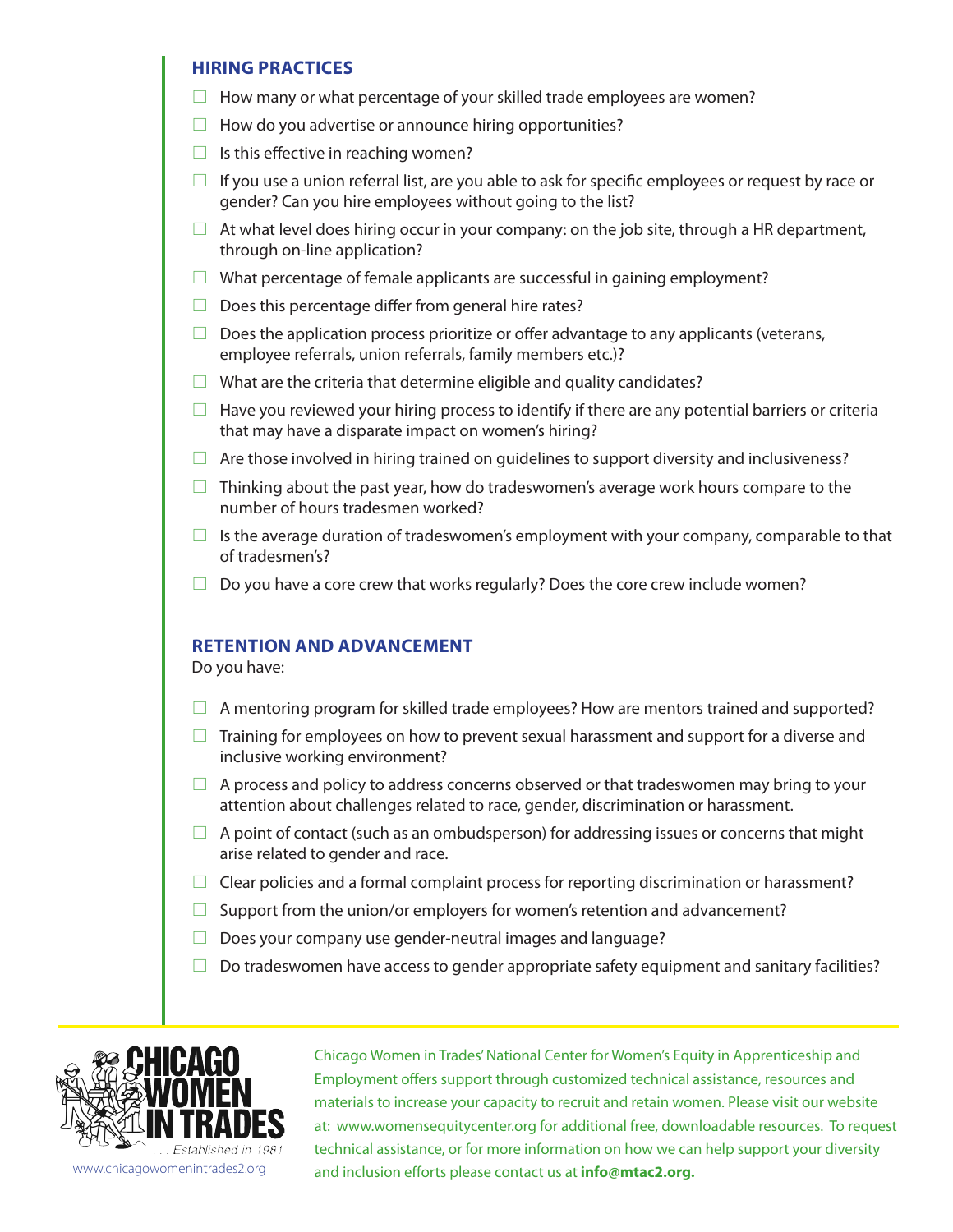## HIRING PRACTICES

- ☐ How many or what percentage of your skilled trade employees are women?
- ☐ How do you advertise or announce hiring opportunities?
- ☐ Is this effective in reaching women?
- ☐ If you use a union referral list, are you able to ask for specific employees or request by race or gender? Can you hire employees without going to the list?
- ☐ At what level does hiring occur in your company: on the job site, through a HR department, through on-line application?
- ☐ What percentage of female applicants are successful in gaining employment?
- ☐ Does this percentage differ from general hire rates?
- ☐ Does the application process prioritize or offer advantage to any applicants (veterans, employee referrals, union referrals, family members etc.)?
- ☐ What are the criteria that determine eligible and quality candidates?
- ☐ Have you reviewed your hiring process to identify if there are any potential barriers or criteria that may have a disparate impact on women's hiring?
- ☐ Are those involved in hiring trained on guidelines to support diversity and inclusiveness?
- ☐ Thinking about the past year, how do tradeswomen's average work hours compare to the number of hours tradesmen worked?
- ☐ Is the average duration of tradeswomen's employment with your company, comparable to that of tradesmen's?
- ☐ Do you have a core crew that works regularly? Does the core crew include women?

## RETENTION AND ADVANCEMENT

Do you have:

- ☐ A mentoring program for skilled trade employees? How are mentors trained and supported?
- ☐ Training for employees on how to prevent sexual harassment and support for a diverse and inclusive working environment?
- ☐ A process and policy to address concerns observed or that tradeswomen may bring to your attention about challenges related to race, gender, discrimination or harassment.
- ☐ A point of contact (such as an ombudsperson) for addressing issues or concerns that might arise related to gender and race.
- ☐ Clear policies and a formal complaint process for reporting discrimination or harassment?
- ☐ Support from the union/or employers for women's retention and advancement?
- ☐ Does your company use gender-neutral images and language?
- ☐ Do tradeswomen have access to gender appropriate safety equipment and sanitary facilities?

CHICAGO WOMEN IN TRADES
*. . . Established in 1981*
www.chicagowomenintrades2.org

Chicago Women in Trades' National Center for Women's Equity in Apprenticeship and Employment offers support through customized technical assistance, resources and materials to increase your capacity to recruit and retain women. Please visit our website at: www.womensequitycenter.org for additional free, downloadable resources. To request technical assistance, or for more information on how we can help support your diversity and inclusion efforts please contact us at **info@mtac2.org.**